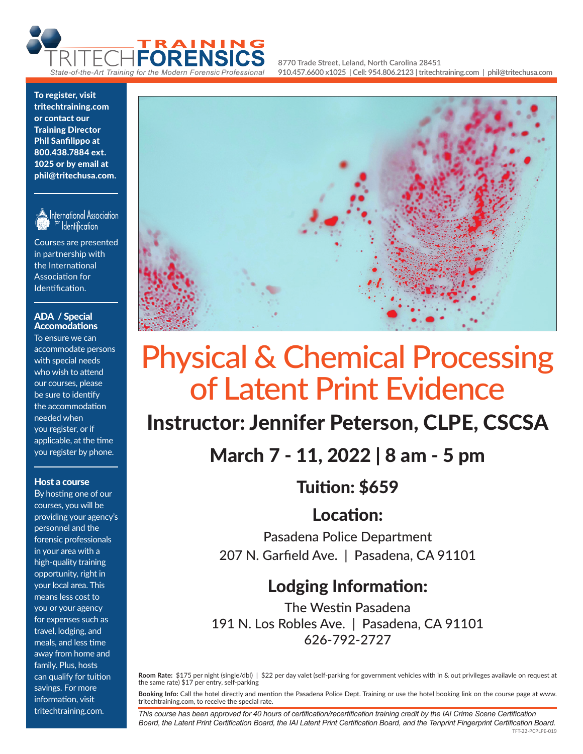TRAINING TRITECHFORENSICS

*State-of-the-Art Training for the Modern Forensic Professional*

8770 Trade Street, Leland, North Carolina 28451
910.457.6600 x1025 | Cell: 954.806.2123 | tritechtraining.com | phil@tritechusa.com

# Physical & Chemical Processing of Latent Print Evidence

## Instructor: Jennifer Peterson, CLPE, CSCSA

## March 7 - 11, 2022 | 8 am - 5 pm

## Tuition: $659

## Location:

Pasadena Police Department
207 N. Garfield Ave. | Pasadena, CA 91101

## Lodging Information:

The Westin Pasadena
191 N. Los Robles Ave. | Pasadena, CA 91101
626-792-2727

**Room Rate:** $175 per night (single/dbl) | $22 per day valet (self-parking for government vehicles with in & out privileges availavle on request at the same rate) $17 per entry, self-parking

**Booking Info:** Call the hotel directly and mention the Pasadena Police Dept. Training or use the hotel booking link on the course page at www.tritechtraining.com, to receive the special rate.

*This course has been approved for 40 hours of certification/recertification training credit by the IAI Crime Scene Certification Board, the Latent Print Certification Board, the IAI Latent Print Certification Board, and the Tenprint Fingerprint Certification Board.*

TFT-22-PCPLPE-019

**To register, visit tritechtraining.com or contact our Training Director Phil Sanfilippo at 800.438.7884 ext. 1025 or by email at phil@tritechusa.com.**

International Association for Identification

Courses are presented in partnership with the International Association for Identification.

**ADA / Special Accomodations**

To ensure we can accommodate persons with special needs who wish to attend our courses, please be sure to identify the accommodation needed when you register, or if applicable, at the time you register by phone.

**Host a course**

By hosting one of our courses, you will be providing your agency's personnel and the forensic professionals in your area with a high-quality training opportunity, right in your local area. This means less cost to you or your agency for expenses such as travel, lodging, and meals, and less time away from home and family. Plus, hosts can qualify for tuition savings. For more information, visit tritechtraining.com.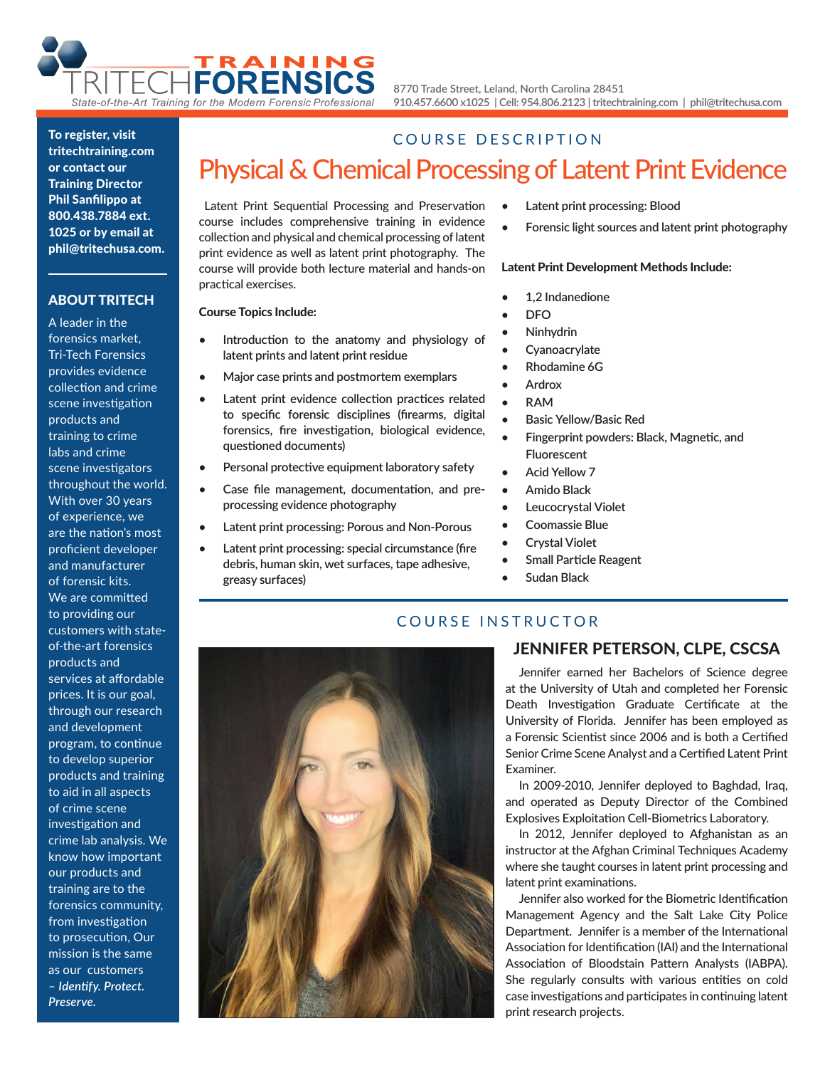TRITECH FORENSICS TRAINING

*State-of-the-Art Training for the Modern Forensic Professional*

8770 Trade Street, Leland, North Carolina 28451
910.457.6600 x1025 | Cell: 954.806.2123 | tritechtraining.com | phil@tritechusa.com

**To register, visit tritechtraining.com or contact our Training Director Phil Sanfilippo at 800.438.7884 ext. 1025 or by email at phil@tritechusa.com.**

## ABOUT TRITECH

A leader in the forensics market, Tri-Tech Forensics provides evidence collection and crime scene investigation products and training to crime labs and crime scene investigators throughout the world. With over 30 years of experience, we are the nation's most proficient developer and manufacturer of forensic kits. We are committed to providing our customers with state-of-the-art forensics products and services at affordable prices. It is our goal, through our research and development program, to continue to develop superior products and training to aid in all aspects of crime scene investigation and crime lab analysis. We know how important our products and training are to the forensics community, from investigation to prosecution, Our mission is the same as our customers *– Identify. Protect. Preserve.*

## COURSE DESCRIPTION

# Physical & Chemical Processing of Latent Print Evidence

Latent Print Sequential Processing and Preservation course includes comprehensive training in evidence collection and physical and chemical processing of latent print evidence as well as latent print photography. The course will provide both lecture material and hands-on practical exercises.

**Course Topics Include:**

- Introduction to the anatomy and physiology of latent prints and latent print residue
- Major case prints and postmortem exemplars
- Latent print evidence collection practices related to specific forensic disciplines (firearms, digital forensics, fire investigation, biological evidence, questioned documents)
- Personal protective equipment laboratory safety
- Case file management, documentation, and pre-processing evidence photography
- Latent print processing: Porous and Non-Porous
- Latent print processing: special circumstance (fire debris, human skin, wet surfaces, tape adhesive, greasy surfaces)
- Latent print processing: Blood
- Forensic light sources and latent print photography

**Latent Print Development Methods Include:**

- 1,2 Indanedione
- DFO
- Ninhydrin
- Cyanoacrylate
- Rhodamine 6G
- Ardrox
- RAM
- Basic Yellow/Basic Red
- Fingerprint powders: Black, Magnetic, and Fluorescent
- Acid Yellow 7
- Amido Black
- Leucocrystal Violet
- Coomassie Blue
- Crystal Violet
- Small Particle Reagent
- Sudan Black

## COURSE INSTRUCTOR

### JENNIFER PETERSON, CLPE, CSCSA

Jennifer earned her Bachelors of Science degree at the University of Utah and completed her Forensic Death Investigation Graduate Certificate at the University of Florida. Jennifer has been employed as a Forensic Scientist since 2006 and is both a Certified Senior Crime Scene Analyst and a Certified Latent Print Examiner.

In 2009-2010, Jennifer deployed to Baghdad, Iraq, and operated as Deputy Director of the Combined Explosives Exploitation Cell-Biometrics Laboratory.

In 2012, Jennifer deployed to Afghanistan as an instructor at the Afghan Criminal Techniques Academy where she taught courses in latent print processing and latent print examinations.

Jennifer also worked for the Biometric Identification Management Agency and the Salt Lake City Police Department. Jennifer is a member of the International Association for Identification (IAI) and the International Association of Bloodstain Pattern Analysts (IABPA). She regularly consults with various entities on cold case investigations and participates in continuing latent print research projects.